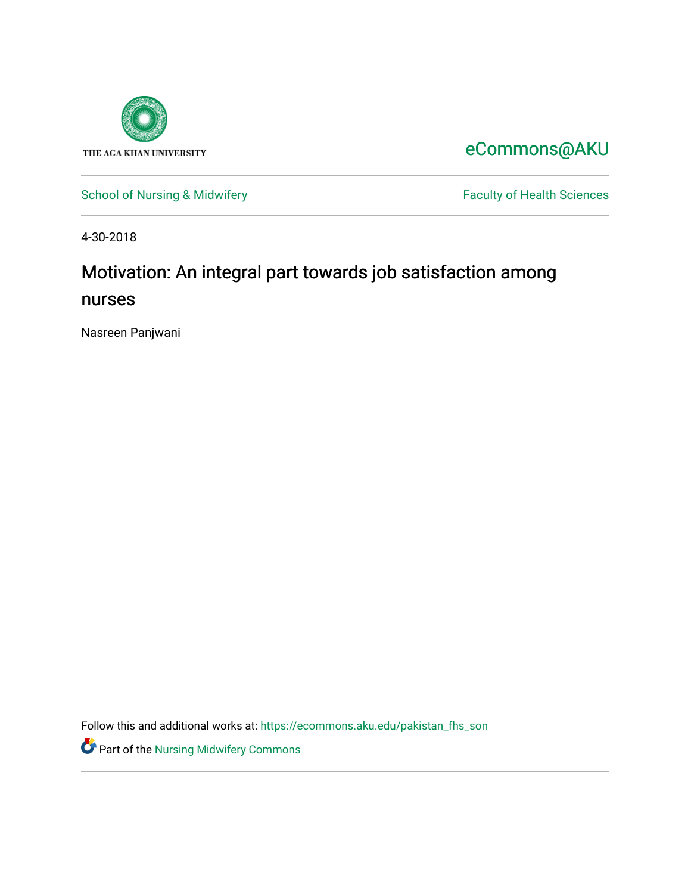THE AGA KHAN UNIVERSITY

eCommons@AKU

School of Nursing & Midwifery

Faculty of Health Sciences

4-30-2018

# Motivation: An integral part towards job satisfaction among nurses

Nasreen Panjwani

Follow this and additional works at: https://ecommons.aku.edu/pakistan_fhs_son

Part of the Nursing Midwifery Commons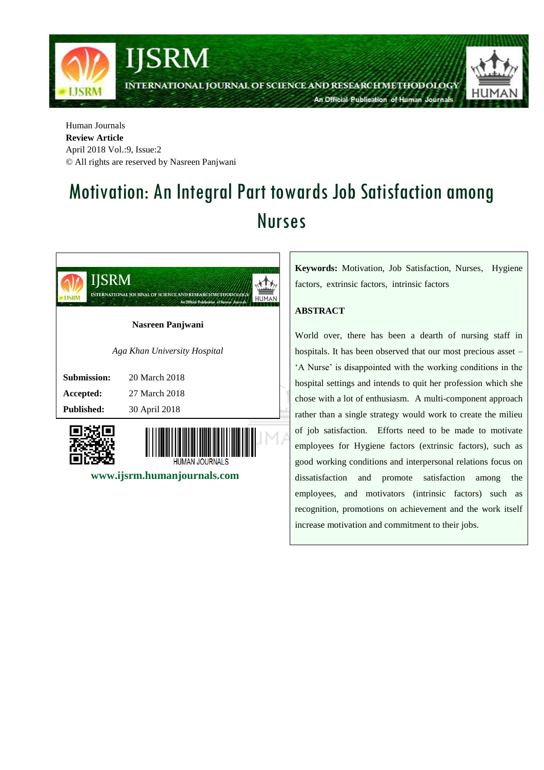Human Journals
**Review Article**
April 2018 Vol.:9, Issue:2
© All rights are reserved by Nasreen Panjwani

# Motivation: An Integral Part towards Job Satisfaction among Nurses

**Nasreen Panjwani**

*Aga Khan University Hospital*

| | |
|---|---|
| **Submission:** | 20 March 2018 |
| **Accepted:** | 27 March 2018 |
| **Published:** | 30 April 2018 |

**www.ijsrm.humanjournals.com**

**Keywords:** Motivation, Job Satisfaction, Nurses, Hygiene factors, extrinsic factors, intrinsic factors

## ABSTRACT

World over, there has been a dearth of nursing staff in hospitals. It has been observed that our most precious asset – 'A Nurse' is disappointed with the working conditions in the hospital settings and intends to quit her profession which she chose with a lot of enthusiasm. A multi-component approach rather than a single strategy would work to create the milieu of job satisfaction. Efforts need to be made to motivate employees for Hygiene factors (extrinsic factors), such as good working conditions and interpersonal relations focus on dissatisfaction and promote satisfaction among the employees, and motivators (intrinsic factors) such as recognition, promotions on achievement and the work itself increase motivation and commitment to their jobs.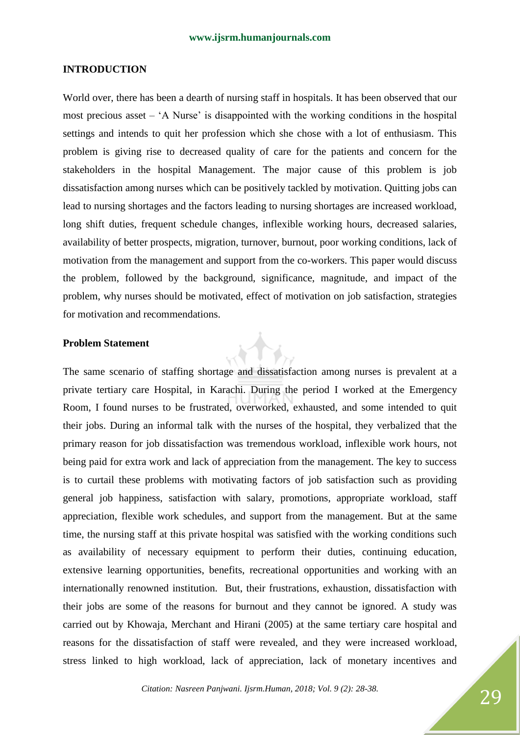## INTRODUCTION

World over, there has been a dearth of nursing staff in hospitals. It has been observed that our most precious asset – 'A Nurse' is disappointed with the working conditions in the hospital settings and intends to quit her profession which she chose with a lot of enthusiasm. This problem is giving rise to decreased quality of care for the patients and concern for the stakeholders in the hospital Management. The major cause of this problem is job dissatisfaction among nurses which can be positively tackled by motivation. Quitting jobs can lead to nursing shortages and the factors leading to nursing shortages are increased workload, long shift duties, frequent schedule changes, inflexible working hours, decreased salaries, availability of better prospects, migration, turnover, burnout, poor working conditions, lack of motivation from the management and support from the co-workers. This paper would discuss the problem, followed by the background, significance, magnitude, and impact of the problem, why nurses should be motivated, effect of motivation on job satisfaction, strategies for motivation and recommendations.

### Problem Statement

The same scenario of staffing shortage and dissatisfaction among nurses is prevalent at a private tertiary care Hospital, in Karachi. During the period I worked at the Emergency Room, I found nurses to be frustrated, overworked, exhausted, and some intended to quit their jobs. During an informal talk with the nurses of the hospital, they verbalized that the primary reason for job dissatisfaction was tremendous workload, inflexible work hours, not being paid for extra work and lack of appreciation from the management. The key to success is to curtail these problems with motivating factors of job satisfaction such as providing general job happiness, satisfaction with salary, promotions, appropriate workload, staff appreciation, flexible work schedules, and support from the management. But at the same time, the nursing staff at this private hospital was satisfied with the working conditions such as availability of necessary equipment to perform their duties, continuing education, extensive learning opportunities, benefits, recreational opportunities and working with an internationally renowned institution. But, their frustrations, exhaustion, dissatisfaction with their jobs are some of the reasons for burnout and they cannot be ignored. A study was carried out by Khowaja, Merchant and Hirani (2005) at the same tertiary care hospital and reasons for the dissatisfaction of staff were revealed, and they were increased workload, stress linked to high workload, lack of appreciation, lack of monetary incentives and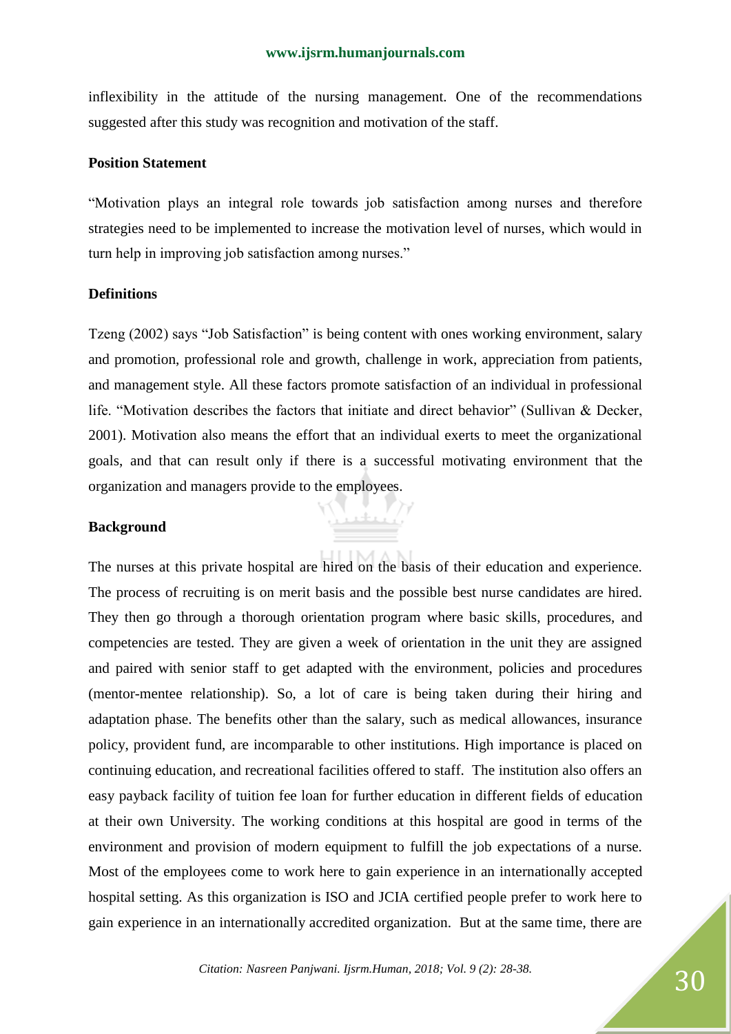inflexibility in the attitude of the nursing management. One of the recommendations suggested after this study was recognition and motivation of the staff.

## Position Statement

"Motivation plays an integral role towards job satisfaction among nurses and therefore strategies need to be implemented to increase the motivation level of nurses, which would in turn help in improving job satisfaction among nurses."

## Definitions

Tzeng (2002) says "Job Satisfaction" is being content with ones working environment, salary and promotion, professional role and growth, challenge in work, appreciation from patients, and management style. All these factors promote satisfaction of an individual in professional life. "Motivation describes the factors that initiate and direct behavior" (Sullivan & Decker, 2001). Motivation also means the effort that an individual exerts to meet the organizational goals, and that can result only if there is a successful motivating environment that the organization and managers provide to the employees.

## Background

The nurses at this private hospital are hired on the basis of their education and experience. The process of recruiting is on merit basis and the possible best nurse candidates are hired. They then go through a thorough orientation program where basic skills, procedures, and competencies are tested. They are given a week of orientation in the unit they are assigned and paired with senior staff to get adapted with the environment, policies and procedures (mentor-mentee relationship). So, a lot of care is being taken during their hiring and adaptation phase. The benefits other than the salary, such as medical allowances, insurance policy, provident fund, are incomparable to other institutions. High importance is placed on continuing education, and recreational facilities offered to staff. The institution also offers an easy payback facility of tuition fee loan for further education in different fields of education at their own University. The working conditions at this hospital are good in terms of the environment and provision of modern equipment to fulfill the job expectations of a nurse. Most of the employees come to work here to gain experience in an internationally accepted hospital setting. As this organization is ISO and JCIA certified people prefer to work here to gain experience in an internationally accredited organization. But at the same time, there are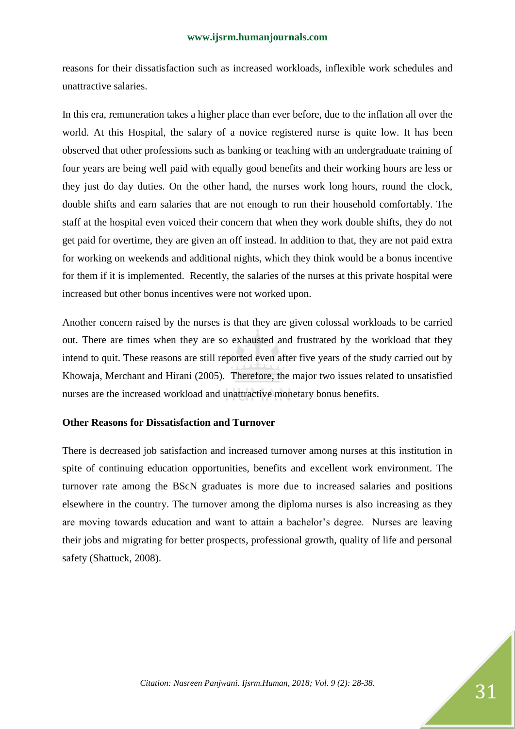reasons for their dissatisfaction such as increased workloads, inflexible work schedules and unattractive salaries.

In this era, remuneration takes a higher place than ever before, due to the inflation all over the world. At this Hospital, the salary of a novice registered nurse is quite low. It has been observed that other professions such as banking or teaching with an undergraduate training of four years are being well paid with equally good benefits and their working hours are less or they just do day duties. On the other hand, the nurses work long hours, round the clock, double shifts and earn salaries that are not enough to run their household comfortably. The staff at the hospital even voiced their concern that when they work double shifts, they do not get paid for overtime, they are given an off instead. In addition to that, they are not paid extra for working on weekends and additional nights, which they think would be a bonus incentive for them if it is implemented. Recently, the salaries of the nurses at this private hospital were increased but other bonus incentives were not worked upon.

Another concern raised by the nurses is that they are given colossal workloads to be carried out. There are times when they are so exhausted and frustrated by the workload that they intend to quit. These reasons are still reported even after five years of the study carried out by Khowaja, Merchant and Hirani (2005). Therefore, the major two issues related to unsatisfied nurses are the increased workload and unattractive monetary bonus benefits.

**Other Reasons for Dissatisfaction and Turnover**

There is decreased job satisfaction and increased turnover among nurses at this institution in spite of continuing education opportunities, benefits and excellent work environment. The turnover rate among the BScN graduates is more due to increased salaries and positions elsewhere in the country. The turnover among the diploma nurses is also increasing as they are moving towards education and want to attain a bachelor's degree. Nurses are leaving their jobs and migrating for better prospects, professional growth, quality of life and personal safety (Shattuck, 2008).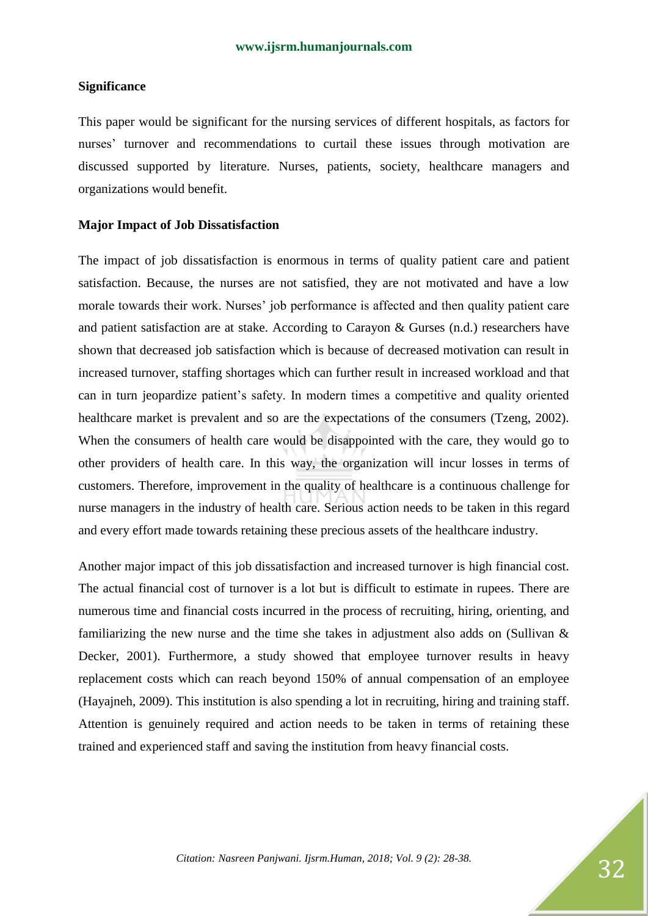**Significance**

This paper would be significant for the nursing services of different hospitals, as factors for nurses' turnover and recommendations to curtail these issues through motivation are discussed supported by literature. Nurses, patients, society, healthcare managers and organizations would benefit.

**Major Impact of Job Dissatisfaction**

The impact of job dissatisfaction is enormous in terms of quality patient care and patient satisfaction. Because, the nurses are not satisfied, they are not motivated and have a low morale towards their work. Nurses' job performance is affected and then quality patient care and patient satisfaction are at stake. According to Carayon & Gurses (n.d.) researchers have shown that decreased job satisfaction which is because of decreased motivation can result in increased turnover, staffing shortages which can further result in increased workload and that can in turn jeopardize patient's safety. In modern times a competitive and quality oriented healthcare market is prevalent and so are the expectations of the consumers (Tzeng, 2002). When the consumers of health care would be disappointed with the care, they would go to other providers of health care. In this way, the organization will incur losses in terms of customers. Therefore, improvement in the quality of healthcare is a continuous challenge for nurse managers in the industry of health care. Serious action needs to be taken in this regard and every effort made towards retaining these precious assets of the healthcare industry.

Another major impact of this job dissatisfaction and increased turnover is high financial cost. The actual financial cost of turnover is a lot but is difficult to estimate in rupees. There are numerous time and financial costs incurred in the process of recruiting, hiring, orienting, and familiarizing the new nurse and the time she takes in adjustment also adds on (Sullivan & Decker, 2001). Furthermore, a study showed that employee turnover results in heavy replacement costs which can reach beyond 150% of annual compensation of an employee (Hayajneh, 2009). This institution is also spending a lot in recruiting, hiring and training staff. Attention is genuinely required and action needs to be taken in terms of retaining these trained and experienced staff and saving the institution from heavy financial costs.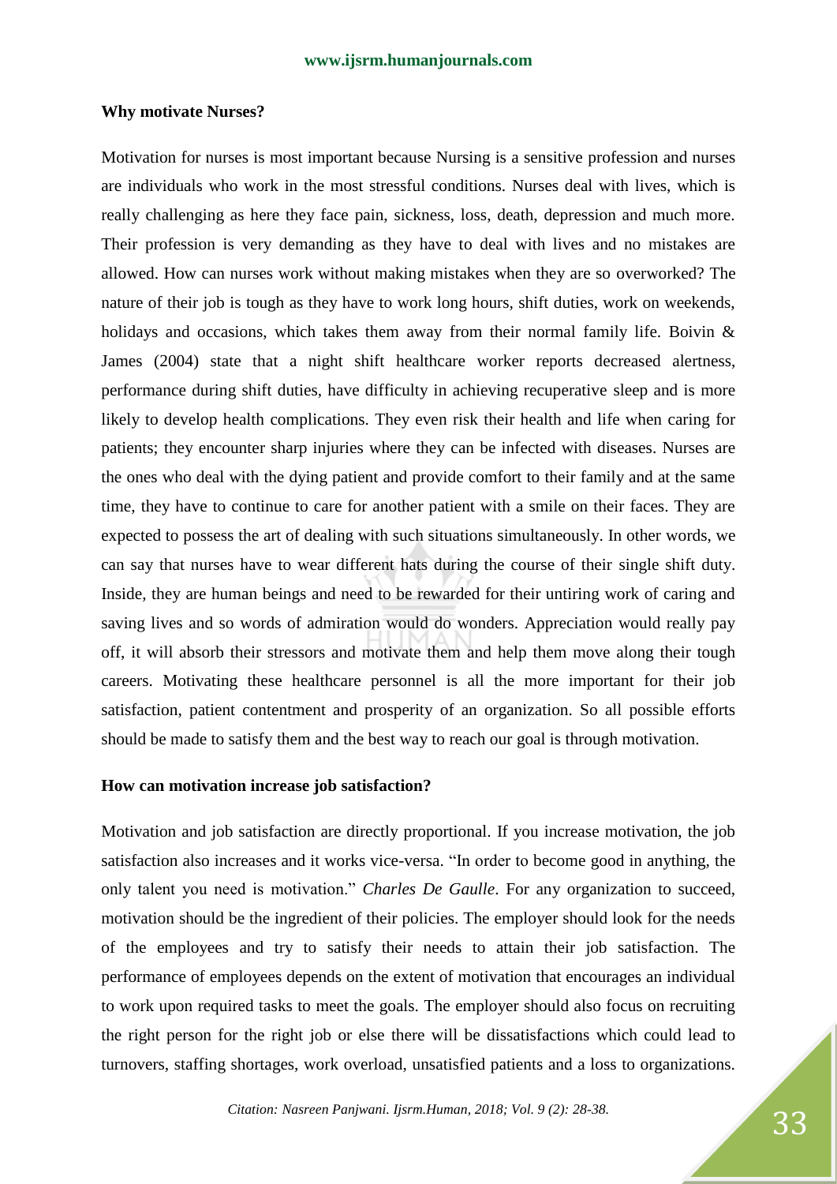**Why motivate Nurses?**

Motivation for nurses is most important because Nursing is a sensitive profession and nurses are individuals who work in the most stressful conditions. Nurses deal with lives, which is really challenging as here they face pain, sickness, loss, death, depression and much more. Their profession is very demanding as they have to deal with lives and no mistakes are allowed. How can nurses work without making mistakes when they are so overworked? The nature of their job is tough as they have to work long hours, shift duties, work on weekends, holidays and occasions, which takes them away from their normal family life. Boivin & James (2004) state that a night shift healthcare worker reports decreased alertness, performance during shift duties, have difficulty in achieving recuperative sleep and is more likely to develop health complications. They even risk their health and life when caring for patients; they encounter sharp injuries where they can be infected with diseases. Nurses are the ones who deal with the dying patient and provide comfort to their family and at the same time, they have to continue to care for another patient with a smile on their faces. They are expected to possess the art of dealing with such situations simultaneously. In other words, we can say that nurses have to wear different hats during the course of their single shift duty. Inside, they are human beings and need to be rewarded for their untiring work of caring and saving lives and so words of admiration would do wonders. Appreciation would really pay off, it will absorb their stressors and motivate them and help them move along their tough careers. Motivating these healthcare personnel is all the more important for their job satisfaction, patient contentment and prosperity of an organization. So all possible efforts should be made to satisfy them and the best way to reach our goal is through motivation.

**How can motivation increase job satisfaction?**

Motivation and job satisfaction are directly proportional. If you increase motivation, the job satisfaction also increases and it works vice-versa. "In order to become good in anything, the only talent you need is motivation." *Charles De Gaulle*. For any organization to succeed, motivation should be the ingredient of their policies. The employer should look for the needs of the employees and try to satisfy their needs to attain their job satisfaction. The performance of employees depends on the extent of motivation that encourages an individual to work upon required tasks to meet the goals. The employer should also focus on recruiting the right person for the right job or else there will be dissatisfactions which could lead to turnovers, staffing shortages, work overload, unsatisfied patients and a loss to organizations.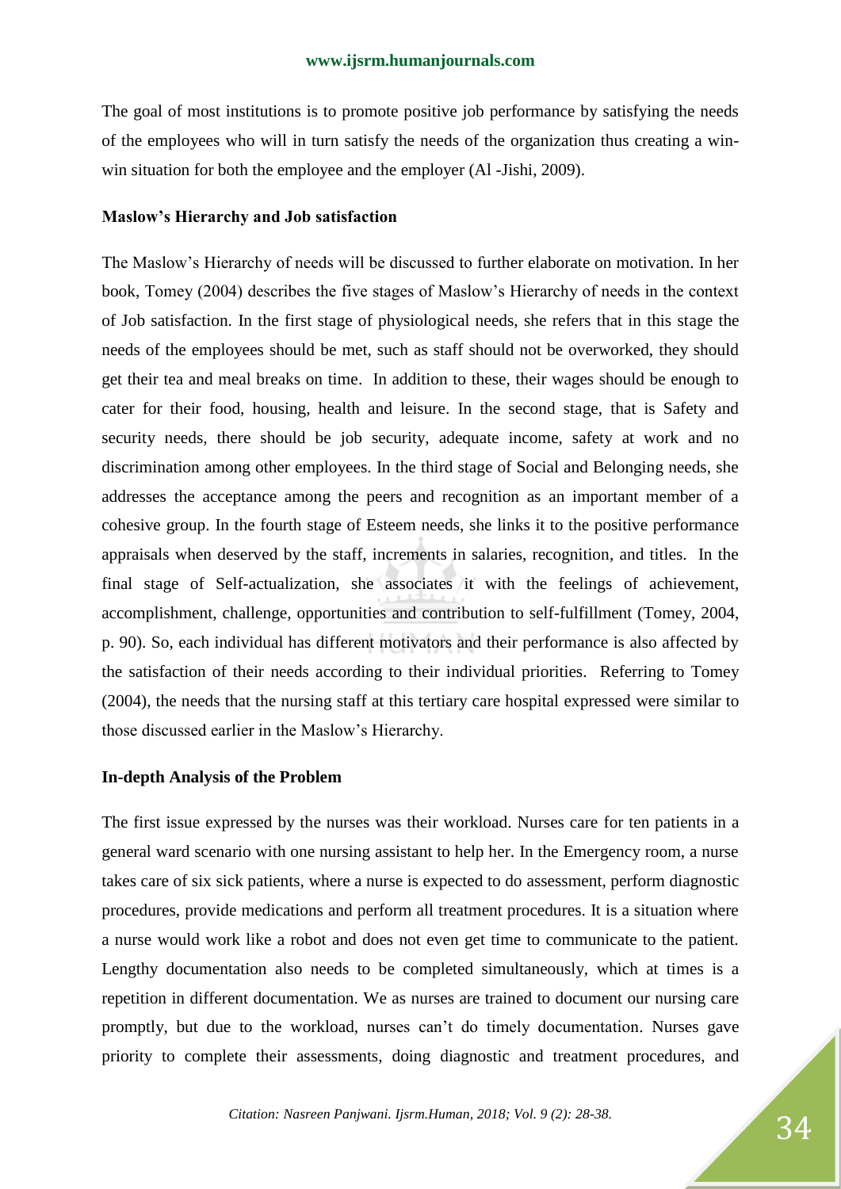The goal of most institutions is to promote positive job performance by satisfying the needs of the employees who will in turn satisfy the needs of the organization thus creating a win-win situation for both the employee and the employer (Al -Jishi, 2009).

**Maslow's Hierarchy and Job satisfaction**

The Maslow's Hierarchy of needs will be discussed to further elaborate on motivation. In her book, Tomey (2004) describes the five stages of Maslow's Hierarchy of needs in the context of Job satisfaction. In the first stage of physiological needs, she refers that in this stage the needs of the employees should be met, such as staff should not be overworked, they should get their tea and meal breaks on time. In addition to these, their wages should be enough to cater for their food, housing, health and leisure. In the second stage, that is Safety and security needs, there should be job security, adequate income, safety at work and no discrimination among other employees. In the third stage of Social and Belonging needs, she addresses the acceptance among the peers and recognition as an important member of a cohesive group. In the fourth stage of Esteem needs, she links it to the positive performance appraisals when deserved by the staff, increments in salaries, recognition, and titles. In the final stage of Self-actualization, she associates it with the feelings of achievement, accomplishment, challenge, opportunities and contribution to self-fulfillment (Tomey, 2004, p. 90). So, each individual has different motivators and their performance is also affected by the satisfaction of their needs according to their individual priorities. Referring to Tomey (2004), the needs that the nursing staff at this tertiary care hospital expressed were similar to those discussed earlier in the Maslow's Hierarchy.

**In-depth Analysis of the Problem**

The first issue expressed by the nurses was their workload. Nurses care for ten patients in a general ward scenario with one nursing assistant to help her. In the Emergency room, a nurse takes care of six sick patients, where a nurse is expected to do assessment, perform diagnostic procedures, provide medications and perform all treatment procedures. It is a situation where a nurse would work like a robot and does not even get time to communicate to the patient. Lengthy documentation also needs to be completed simultaneously, which at times is a repetition in different documentation. We as nurses are trained to document our nursing care promptly, but due to the workload, nurses can't do timely documentation. Nurses gave priority to complete their assessments, doing diagnostic and treatment procedures, and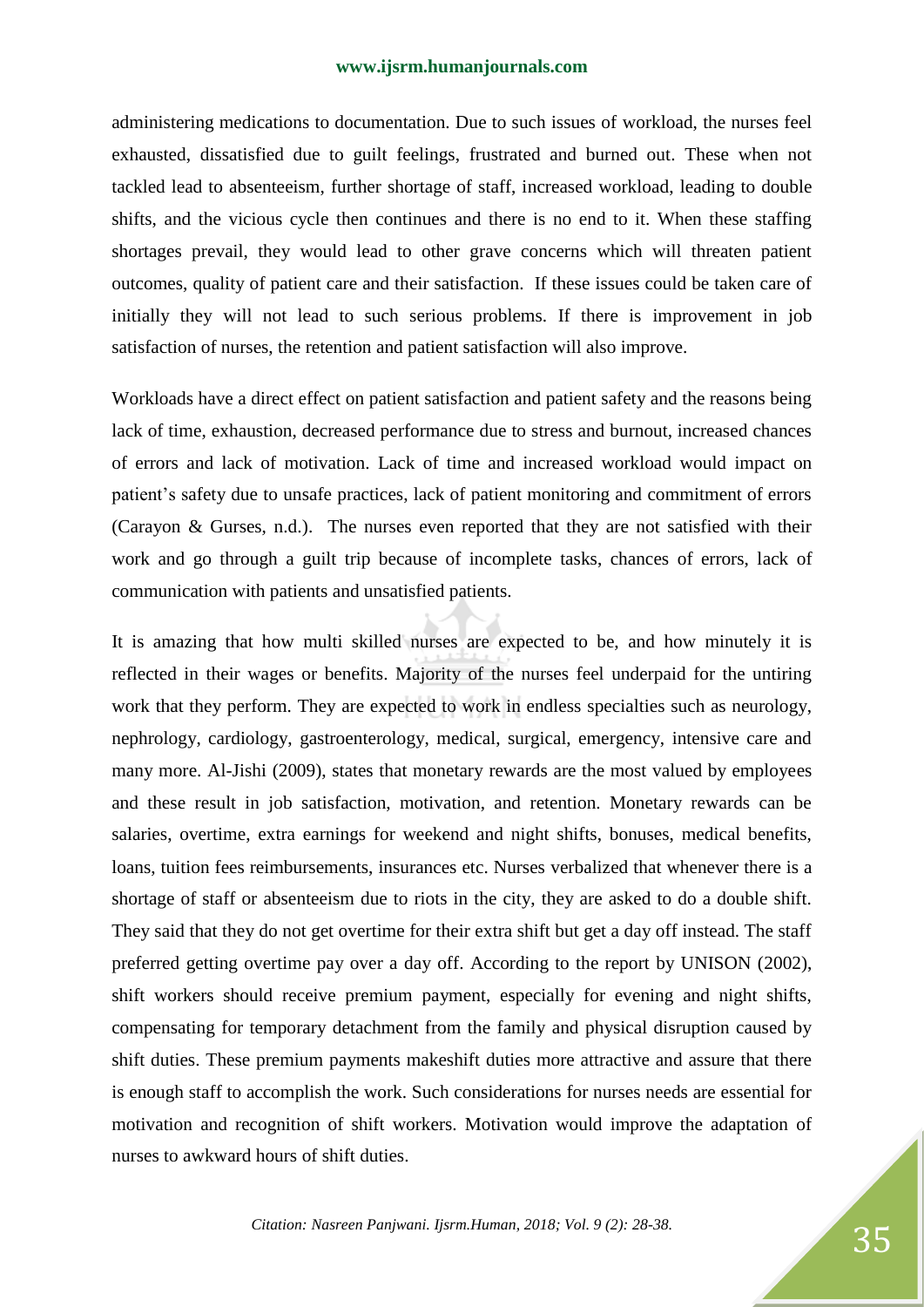administering medications to documentation. Due to such issues of workload, the nurses feel exhausted, dissatisfied due to guilt feelings, frustrated and burned out. These when not tackled lead to absenteeism, further shortage of staff, increased workload, leading to double shifts, and the vicious cycle then continues and there is no end to it. When these staffing shortages prevail, they would lead to other grave concerns which will threaten patient outcomes, quality of patient care and their satisfaction. If these issues could be taken care of initially they will not lead to such serious problems. If there is improvement in job satisfaction of nurses, the retention and patient satisfaction will also improve.

Workloads have a direct effect on patient satisfaction and patient safety and the reasons being lack of time, exhaustion, decreased performance due to stress and burnout, increased chances of errors and lack of motivation. Lack of time and increased workload would impact on patient's safety due to unsafe practices, lack of patient monitoring and commitment of errors (Carayon & Gurses, n.d.). The nurses even reported that they are not satisfied with their work and go through a guilt trip because of incomplete tasks, chances of errors, lack of communication with patients and unsatisfied patients.

It is amazing that how multi skilled nurses are expected to be, and how minutely it is reflected in their wages or benefits. Majority of the nurses feel underpaid for the untiring work that they perform. They are expected to work in endless specialties such as neurology, nephrology, cardiology, gastroenterology, medical, surgical, emergency, intensive care and many more. Al-Jishi (2009), states that monetary rewards are the most valued by employees and these result in job satisfaction, motivation, and retention. Monetary rewards can be salaries, overtime, extra earnings for weekend and night shifts, bonuses, medical benefits, loans, tuition fees reimbursements, insurances etc. Nurses verbalized that whenever there is a shortage of staff or absenteeism due to riots in the city, they are asked to do a double shift. They said that they do not get overtime for their extra shift but get a day off instead. The staff preferred getting overtime pay over a day off. According to the report by UNISON (2002), shift workers should receive premium payment, especially for evening and night shifts, compensating for temporary detachment from the family and physical disruption caused by shift duties. These premium payments makeshift duties more attractive and assure that there is enough staff to accomplish the work. Such considerations for nurses needs are essential for motivation and recognition of shift workers. Motivation would improve the adaptation of nurses to awkward hours of shift duties.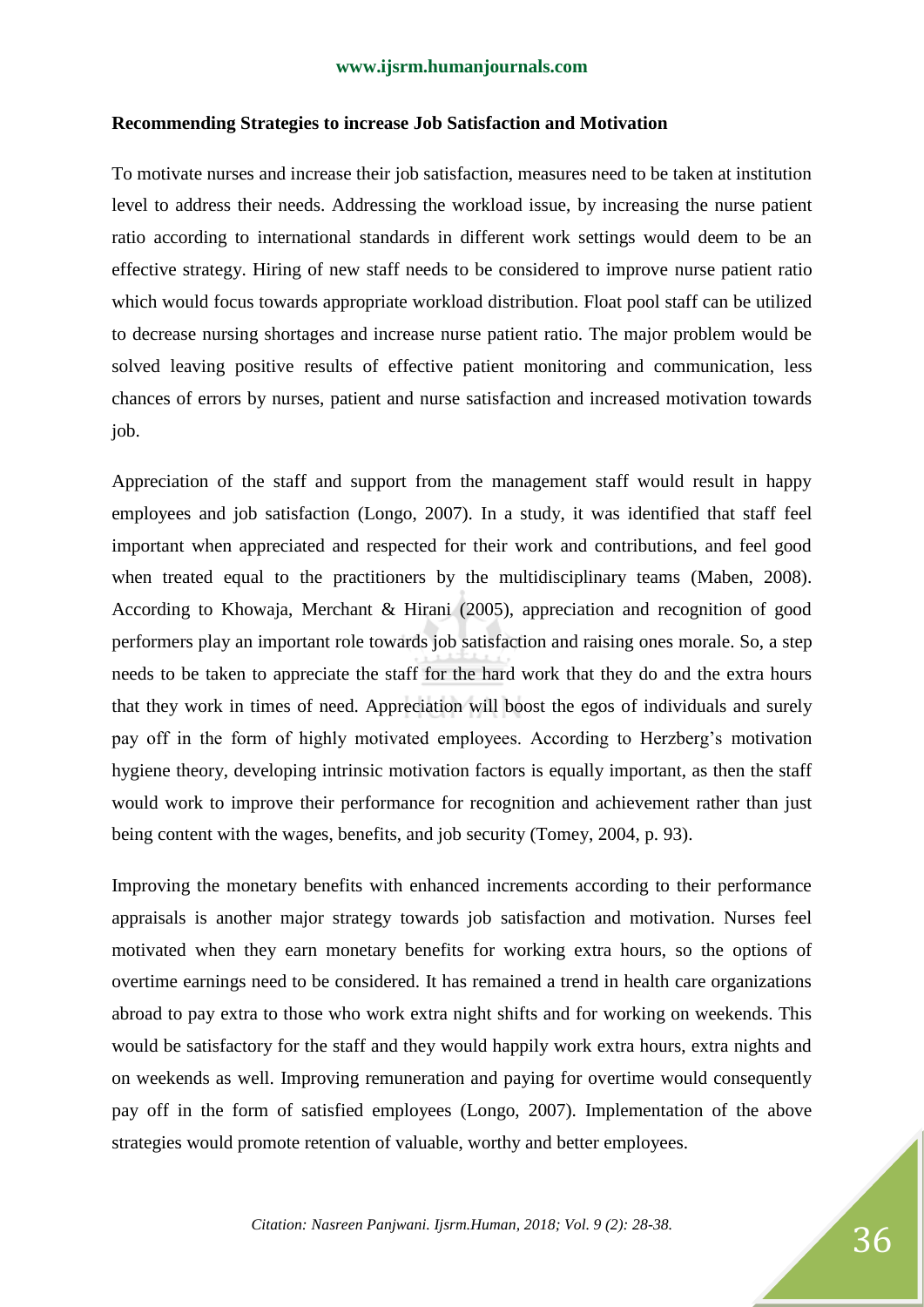**Recommending Strategies to increase Job Satisfaction and Motivation**

To motivate nurses and increase their job satisfaction, measures need to be taken at institution level to address their needs. Addressing the workload issue, by increasing the nurse patient ratio according to international standards in different work settings would deem to be an effective strategy. Hiring of new staff needs to be considered to improve nurse patient ratio which would focus towards appropriate workload distribution. Float pool staff can be utilized to decrease nursing shortages and increase nurse patient ratio. The major problem would be solved leaving positive results of effective patient monitoring and communication, less chances of errors by nurses, patient and nurse satisfaction and increased motivation towards job.

Appreciation of the staff and support from the management staff would result in happy employees and job satisfaction (Longo, 2007). In a study, it was identified that staff feel important when appreciated and respected for their work and contributions, and feel good when treated equal to the practitioners by the multidisciplinary teams (Maben, 2008). According to Khowaja, Merchant & Hirani (2005), appreciation and recognition of good performers play an important role towards job satisfaction and raising ones morale. So, a step needs to be taken to appreciate the staff for the hard work that they do and the extra hours that they work in times of need. Appreciation will boost the egos of individuals and surely pay off in the form of highly motivated employees. According to Herzberg's motivation hygiene theory, developing intrinsic motivation factors is equally important, as then the staff would work to improve their performance for recognition and achievement rather than just being content with the wages, benefits, and job security (Tomey, 2004, p. 93).

Improving the monetary benefits with enhanced increments according to their performance appraisals is another major strategy towards job satisfaction and motivation. Nurses feel motivated when they earn monetary benefits for working extra hours, so the options of overtime earnings need to be considered. It has remained a trend in health care organizations abroad to pay extra to those who work extra night shifts and for working on weekends. This would be satisfactory for the staff and they would happily work extra hours, extra nights and on weekends as well. Improving remuneration and paying for overtime would consequently pay off in the form of satisfied employees (Longo, 2007). Implementation of the above strategies would promote retention of valuable, worthy and better employees.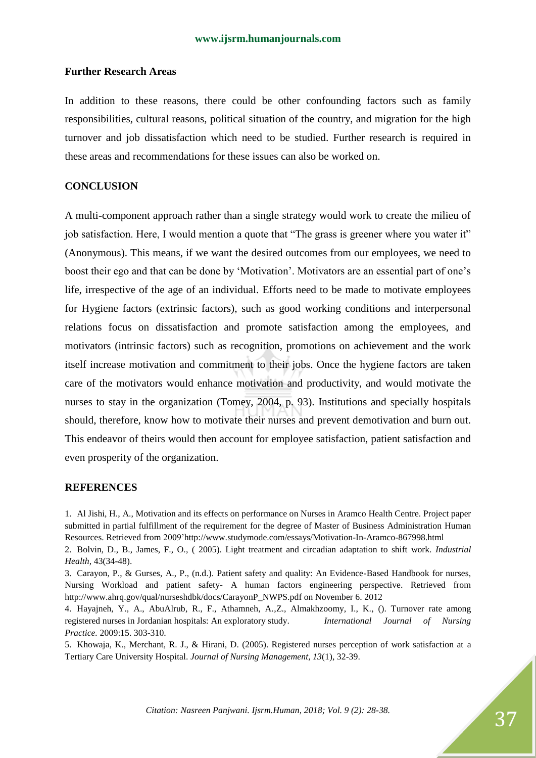### Further Research Areas

In addition to these reasons, there could be other confounding factors such as family responsibilities, cultural reasons, political situation of the country, and migration for the high turnover and job dissatisfaction which need to be studied. Further research is required in these areas and recommendations for these issues can also be worked on.

### CONCLUSION

A multi-component approach rather than a single strategy would work to create the milieu of job satisfaction. Here, I would mention a quote that "The grass is greener where you water it" (Anonymous). This means, if we want the desired outcomes from our employees, we need to boost their ego and that can be done by 'Motivation'. Motivators are an essential part of one's life, irrespective of the age of an individual. Efforts need to be made to motivate employees for Hygiene factors (extrinsic factors), such as good working conditions and interpersonal relations focus on dissatisfaction and promote satisfaction among the employees, and motivators (intrinsic factors) such as recognition, promotions on achievement and the work itself increase motivation and commitment to their jobs. Once the hygiene factors are taken care of the motivators would enhance motivation and productivity, and would motivate the nurses to stay in the organization (Tomey, 2004, p. 93). Institutions and specially hospitals should, therefore, know how to motivate their nurses and prevent demotivation and burn out. This endeavor of theirs would then account for employee satisfaction, patient satisfaction and even prosperity of the organization.

### REFERENCES

1. Al Jishi, H., A., Motivation and its effects on performance on Nurses in Aramco Health Centre. Project paper submitted in partial fulfillment of the requirement for the degree of Master of Business Administration Human Resources. Retrieved from 2009'http://www.studymode.com/essays/Motivation-In-Aramco-867998.html
2. Bolvin, D., B., James, F., O., ( 2005). Light treatment and circadian adaptation to shift work. *Industrial Health,* 43(34-48).
3. Carayon, P., & Gurses, A., P., (n.d.). Patient safety and quality: An Evidence-Based Handbook for nurses, Nursing Workload and patient safety- A human factors engineering perspective. Retrieved from http://www.ahrq.gov/qual/nurseshdbk/docs/CarayonP_NWPS.pdf on November 6. 2012
4. Hayajneh, Y., A., AbuAlrub, R., F., Athamneh, A.,Z., Almakhzoomy, I., K., (). Turnover rate among registered nurses in Jordanian hospitals: An exploratory study. *International Journal of Nursing Practice.* 2009:15. 303-310.
5. Khowaja, K., Merchant, R. J., & Hirani, D. (2005). Registered nurses perception of work satisfaction at a Tertiary Care University Hospital. *Journal of Nursing Management, 13*(1), 32-39.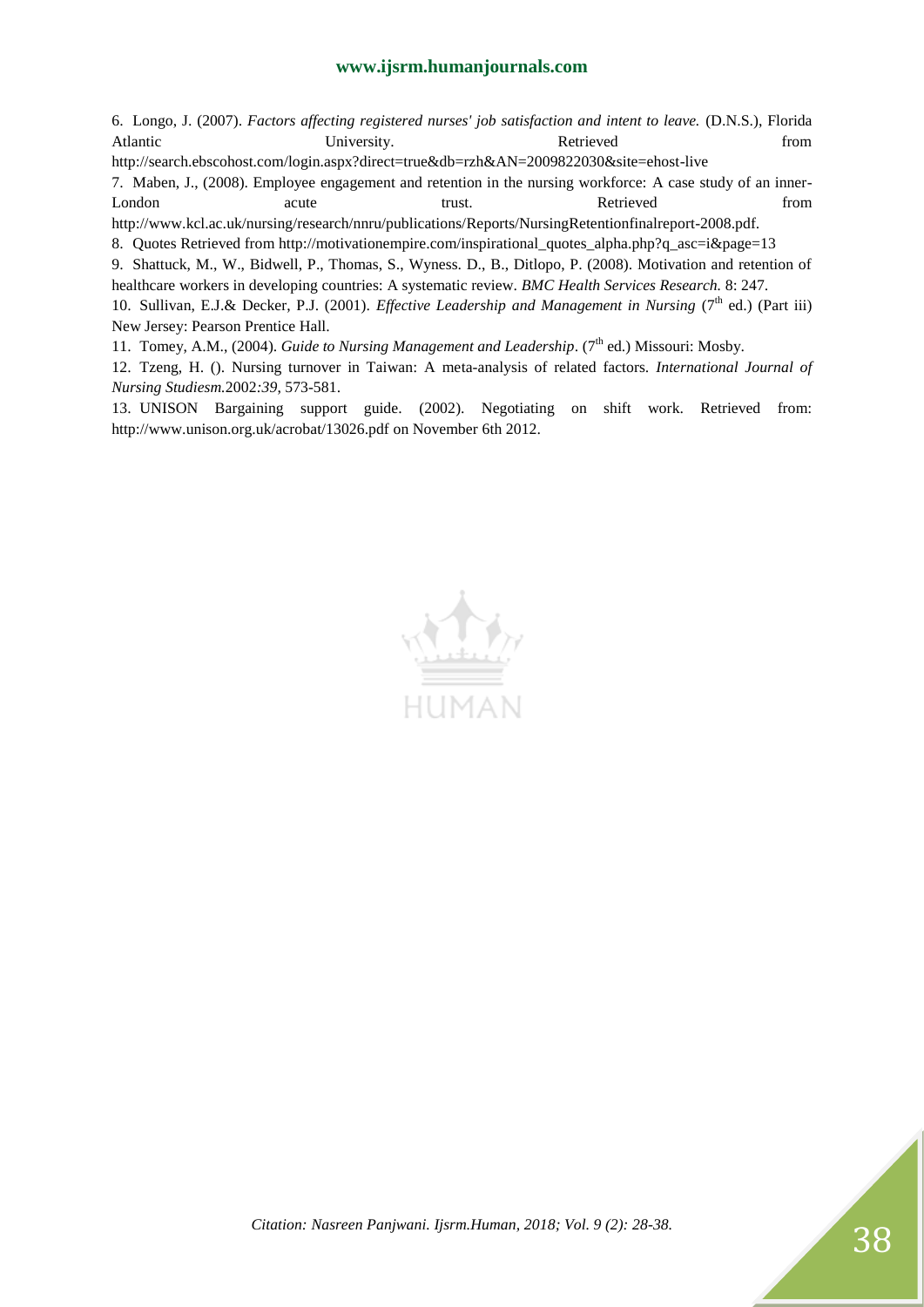6. Longo, J. (2007). *Factors affecting registered nurses' job satisfaction and intent to leave.* (D.N.S.), Florida Atlantic University. Retrieved from http://search.ebscohost.com/login.aspx?direct=true&db=rzh&AN=2009822030&site=ehost-live

7. Maben, J., (2008). Employee engagement and retention in the nursing workforce: A case study of an inner-London acute trust. Retrieved from http://www.kcl.ac.uk/nursing/research/nnru/publications/Reports/NursingRetentionfinalreport-2008.pdf.

8. Quotes Retrieved from http://motivationempire.com/inspirational_quotes_alpha.php?q_asc=i&page=13

9. Shattuck, M., W., Bidwell, P., Thomas, S., Wyness. D., B., Ditlopo, P. (2008). Motivation and retention of healthcare workers in developing countries: A systematic review. *BMC Health Services Research.* 8: 247.

10. Sullivan, E.J.& Decker, P.J. (2001). *Effective Leadership and Management in Nursing* (7th ed.) (Part iii) New Jersey: Pearson Prentice Hall.

11. Tomey, A.M., (2004). *Guide to Nursing Management and Leadership*. (7th ed.) Missouri: Mosby.

12. Tzeng, H. (). Nursing turnover in Taiwan: A meta-analysis of related factors. *International Journal of Nursing Studiesm.*2002:*39*, 573-581.

13. UNISON Bargaining support guide. (2002). Negotiating on shift work. Retrieved from: http://www.unison.org.uk/acrobat/13026.pdf on November 6th 2012.